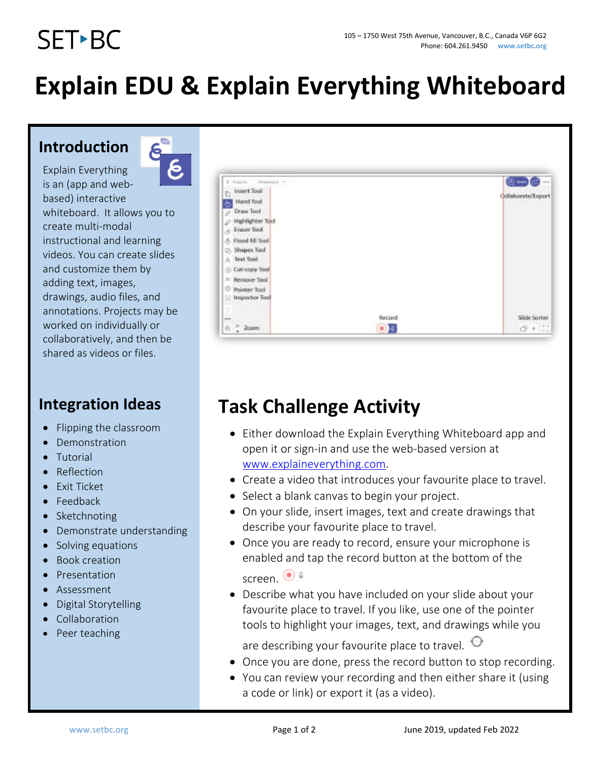# Explain EDU & Explain Everything Whiteboard

## Introduction

Explain Everything is an (app and web-based) interactive whiteboard. It allows you to create multi-modal instructional and learning videos. You can create slides and customize them by adding text, images, drawings, audio files, and annotations. Projects may be worked on individually or collaboratively, and then be shared as videos or files.

## Integration Ideas

- Flipping the classroom
- Demonstration
- Tutorial
- Reflection
- Exit Ticket
- Feedback
- Sketchnoting
- Demonstrate understanding
- Solving equations
- Book creation
- Presentation
- Assessment
- Digital Storytelling
- Collaboration
- Peer teaching

## Task Challenge Activity

- Either download the Explain Everything Whiteboard app and open it or sign-in and use the web-based version at www.explaineverything.com.
- Create a video that introduces your favourite place to travel.
- Select a blank canvas to begin your project.
- On your slide, insert images, text and create drawings that describe your favourite place to travel.
- Once you are ready to record, ensure your microphone is enabled and tap the record button at the bottom of the screen.
- Describe what you have included on your slide about your favourite place to travel. If you like, use one of the pointer tools to highlight your images, text, and drawings while you are describing your favourite place to travel.
- Once you are done, press the record button to stop recording.
- You can review your recording and then either share it (using a code or link) or export it (as a video).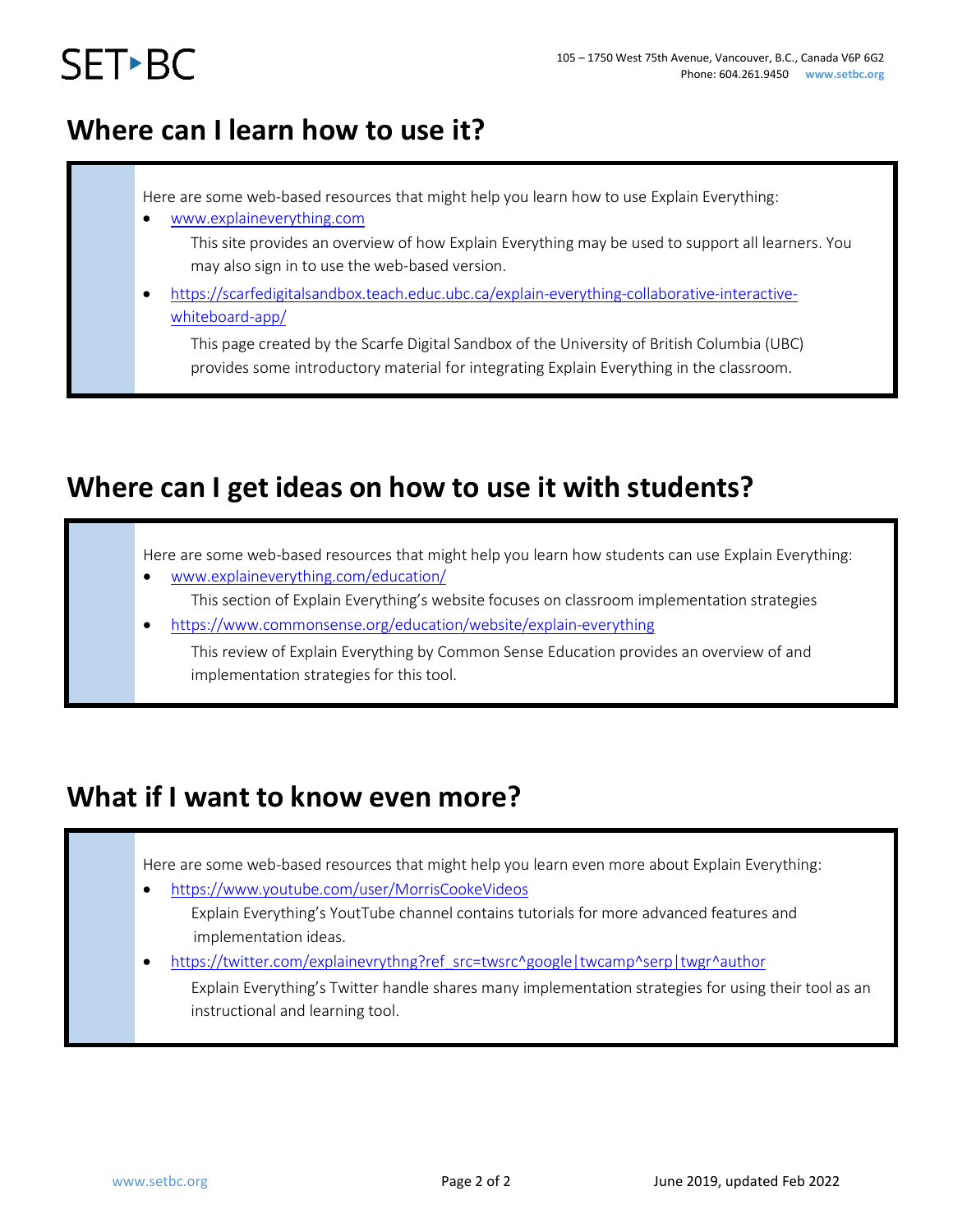## Where can I learn how to use it?

Here are some web-based resources that might help you learn how to use Explain Everything:

- www.explaineverything.com

  This site provides an overview of how Explain Everything may be used to support all learners. You may also sign in to use the web-based version.

- https://scarfedigitalsandbox.teach.educ.ubc.ca/explain-everything-collaborative-interactive-whiteboard-app/

  This page created by the Scarfe Digital Sandbox of the University of British Columbia (UBC) provides some introductory material for integrating Explain Everything in the classroom.

## Where can I get ideas on how to use it with students?

Here are some web-based resources that might help you learn how students can use Explain Everything:

- www.explaineverything.com/education/

  This section of Explain Everything's website focuses on classroom implementation strategies

- https://www.commonsense.org/education/website/explain-everything

  This review of Explain Everything by Common Sense Education provides an overview of and implementation strategies for this tool.

## What if I want to know even more?

Here are some web-based resources that might help you learn even more about Explain Everything:

- https://www.youtube.com/user/MorrisCookeVideos

  Explain Everything's YouTube channel contains tutorials for more advanced features and implementation ideas.

- https://twitter.com/explainevrythng?ref_src=twsrc^google|twcamp^serp|twgr^author

  Explain Everything's Twitter handle shares many implementation strategies for using their tool as an instructional and learning tool.